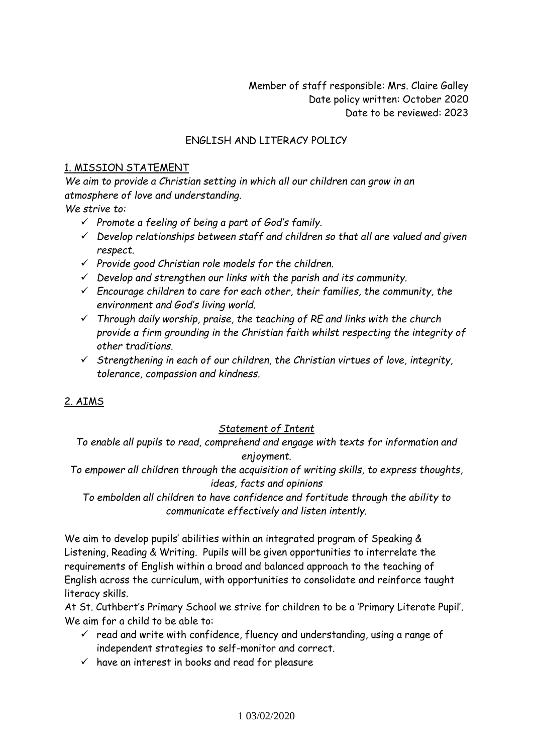Member of staff responsible: Mrs. Claire Galley
Date policy written: October 2020
Date to be reviewed: 2023

# ENGLISH AND LITERACY POLICY

## 1. MISSION STATEMENT

*We aim to provide a Christian setting in which all our children can grow in an atmosphere of love and understanding.*

*We strive to:*

- ✓ *Promote a feeling of being a part of God's family.*
- ✓ *Develop relationships between staff and children so that all are valued and given respect.*
- ✓ *Provide good Christian role models for the children.*
- ✓ *Develop and strengthen our links with the parish and its community.*
- ✓ *Encourage children to care for each other, their families, the community, the environment and God's living world.*
- ✓ *Through daily worship, praise, the teaching of RE and links with the church provide a firm grounding in the Christian faith whilst respecting the integrity of other traditions.*
- ✓ *Strengthening in each of our children, the Christian virtues of love, integrity, tolerance, compassion and kindness.*

## 2. AIMS

### *Statement of Intent*

*To enable all pupils to read, comprehend and engage with texts for information and enjoyment.*

*To empower all children through the acquisition of writing skills, to express thoughts, ideas, facts and opinions*

*To embolden all children to have confidence and fortitude through the ability to communicate effectively and listen intently.*

We aim to develop pupils' abilities within an integrated program of Speaking & Listening, Reading & Writing. Pupils will be given opportunities to interrelate the requirements of English within a broad and balanced approach to the teaching of English across the curriculum, with opportunities to consolidate and reinforce taught literacy skills.

At St. Cuthbert's Primary School we strive for children to be a 'Primary Literate Pupil'. We aim for a child to be able to:

- ✓ read and write with confidence, fluency and understanding, using a range of independent strategies to self-monitor and correct.
- ✓ have an interest in books and read for pleasure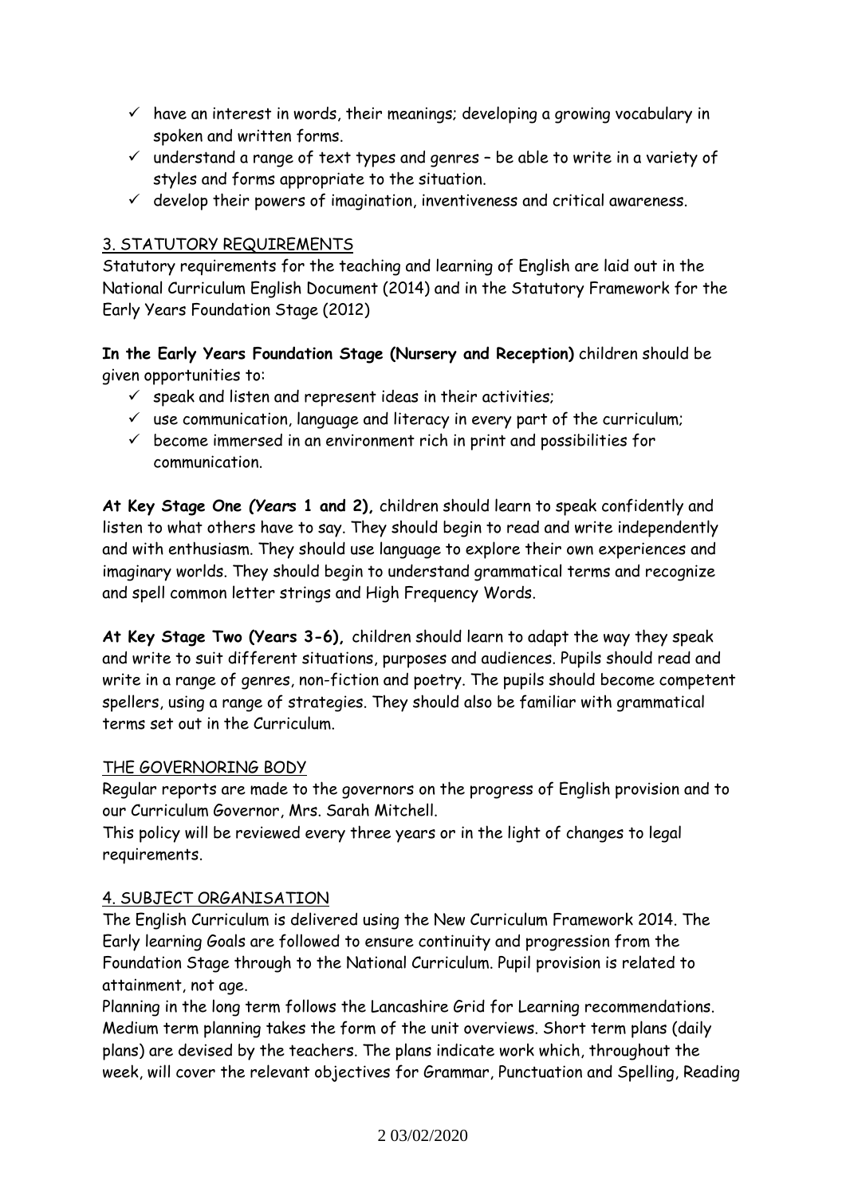- ✓ have an interest in words, their meanings; developing a growing vocabulary in spoken and written forms.
- ✓ understand a range of text types and genres – be able to write in a variety of styles and forms appropriate to the situation.
- ✓ develop their powers of imagination, inventiveness and critical awareness.

## 3. STATUTORY REQUIREMENTS

Statutory requirements for the teaching and learning of English are laid out in the National Curriculum English Document (2014) and in the Statutory Framework for the Early Years Foundation Stage (2012)

**In the Early Years Foundation Stage (Nursery and Reception)** children should be given opportunities to:

- ✓ speak and listen and represent ideas in their activities;
- ✓ use communication, language and literacy in every part of the curriculum;
- ✓ become immersed in an environment rich in print and possibilities for communication.

**At Key Stage One *(Years* 1 and 2),** children should learn to speak confidently and listen to what others have to say. They should begin to read and write independently and with enthusiasm. They should use language to explore their own experiences and imaginary worlds. They should begin to understand grammatical terms and recognize and spell common letter strings and High Frequency Words.

**At Key Stage Two (Years 3-6),** children should learn to adapt the way they speak and write to suit different situations, purposes and audiences. Pupils should read and write in a range of genres, non-fiction and poetry. The pupils should become competent spellers, using a range of strategies. They should also be familiar with grammatical terms set out in the Curriculum.

## THE GOVERNORING BODY

Regular reports are made to the governors on the progress of English provision and to our Curriculum Governor, Mrs. Sarah Mitchell.

This policy will be reviewed every three years or in the light of changes to legal requirements.

## 4. SUBJECT ORGANISATION

The English Curriculum is delivered using the New Curriculum Framework 2014. The Early learning Goals are followed to ensure continuity and progression from the Foundation Stage through to the National Curriculum. Pupil provision is related to attainment, not age.

Planning in the long term follows the Lancashire Grid for Learning recommendations. Medium term planning takes the form of the unit overviews. Short term plans (daily plans) are devised by the teachers. The plans indicate work which, throughout the week, will cover the relevant objectives for Grammar, Punctuation and Spelling, Reading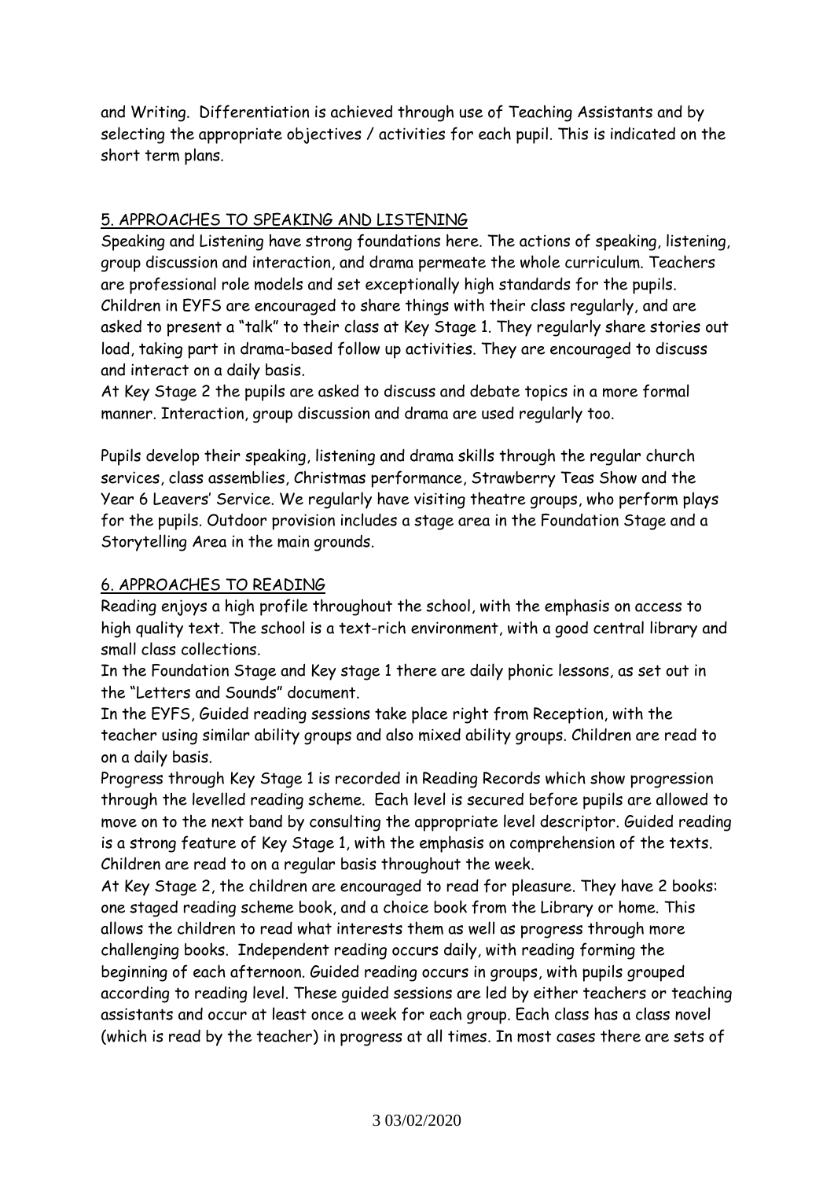and Writing. Differentiation is achieved through use of Teaching Assistants and by selecting the appropriate objectives / activities for each pupil. This is indicated on the short term plans.

## 5. APPROACHES TO SPEAKING AND LISTENING

Speaking and Listening have strong foundations here. The actions of speaking, listening, group discussion and interaction, and drama permeate the whole curriculum. Teachers are professional role models and set exceptionally high standards for the pupils. Children in EYFS are encouraged to share things with their class regularly, and are asked to present a "talk" to their class at Key Stage 1. They regularly share stories out load, taking part in drama-based follow up activities. They are encouraged to discuss and interact on a daily basis.

At Key Stage 2 the pupils are asked to discuss and debate topics in a more formal manner. Interaction, group discussion and drama are used regularly too.

Pupils develop their speaking, listening and drama skills through the regular church services, class assemblies, Christmas performance, Strawberry Teas Show and the Year 6 Leavers' Service. We regularly have visiting theatre groups, who perform plays for the pupils. Outdoor provision includes a stage area in the Foundation Stage and a Storytelling Area in the main grounds.

## 6. APPROACHES TO READING

Reading enjoys a high profile throughout the school, with the emphasis on access to high quality text. The school is a text-rich environment, with a good central library and small class collections.

In the Foundation Stage and Key stage 1 there are daily phonic lessons, as set out in the "Letters and Sounds" document.

In the EYFS, Guided reading sessions take place right from Reception, with the teacher using similar ability groups and also mixed ability groups. Children are read to on a daily basis.

Progress through Key Stage 1 is recorded in Reading Records which show progression through the levelled reading scheme. Each level is secured before pupils are allowed to move on to the next band by consulting the appropriate level descriptor. Guided reading is a strong feature of Key Stage 1, with the emphasis on comprehension of the texts. Children are read to on a regular basis throughout the week.

At Key Stage 2, the children are encouraged to read for pleasure. They have 2 books: one staged reading scheme book, and a choice book from the Library or home. This allows the children to read what interests them as well as progress through more challenging books. Independent reading occurs daily, with reading forming the beginning of each afternoon. Guided reading occurs in groups, with pupils grouped according to reading level. These guided sessions are led by either teachers or teaching assistants and occur at least once a week for each group. Each class has a class novel (which is read by the teacher) in progress at all times. In most cases there are sets of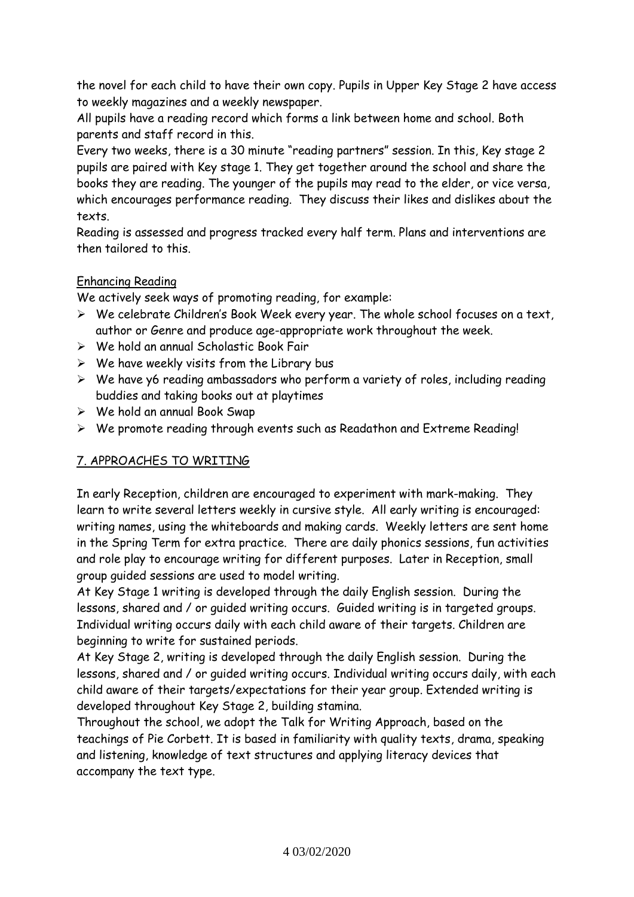the novel for each child to have their own copy. Pupils in Upper Key Stage 2 have access to weekly magazines and a weekly newspaper.

All pupils have a reading record which forms a link between home and school. Both parents and staff record in this.

Every two weeks, there is a 30 minute "reading partners" session. In this, Key stage 2 pupils are paired with Key stage 1. They get together around the school and share the books they are reading. The younger of the pupils may read to the elder, or vice versa, which encourages performance reading. They discuss their likes and dislikes about the texts.

Reading is assessed and progress tracked every half term. Plans and interventions are then tailored to this.

Enhancing Reading

We actively seek ways of promoting reading, for example:

- We celebrate Children's Book Week every year. The whole school focuses on a text, author or Genre and produce age-appropriate work throughout the week.
- We hold an annual Scholastic Book Fair
- We have weekly visits from the Library bus
- We have y6 reading ambassadors who perform a variety of roles, including reading buddies and taking books out at playtimes
- We hold an annual Book Swap
- We promote reading through events such as Readathon and Extreme Reading!

## 7. APPROACHES TO WRITING

In early Reception, children are encouraged to experiment with mark-making. They learn to write several letters weekly in cursive style. All early writing is encouraged: writing names, using the whiteboards and making cards. Weekly letters are sent home in the Spring Term for extra practice. There are daily phonics sessions, fun activities and role play to encourage writing for different purposes. Later in Reception, small group guided sessions are used to model writing.

At Key Stage 1 writing is developed through the daily English session. During the lessons, shared and / or guided writing occurs. Guided writing is in targeted groups. Individual writing occurs daily with each child aware of their targets. Children are beginning to write for sustained periods.

At Key Stage 2, writing is developed through the daily English session. During the lessons, shared and / or guided writing occurs. Individual writing occurs daily, with each child aware of their targets/expectations for their year group. Extended writing is developed throughout Key Stage 2, building stamina.

Throughout the school, we adopt the Talk for Writing Approach, based on the teachings of Pie Corbett. It is based in familiarity with quality texts, drama, speaking and listening, knowledge of text structures and applying literacy devices that accompany the text type.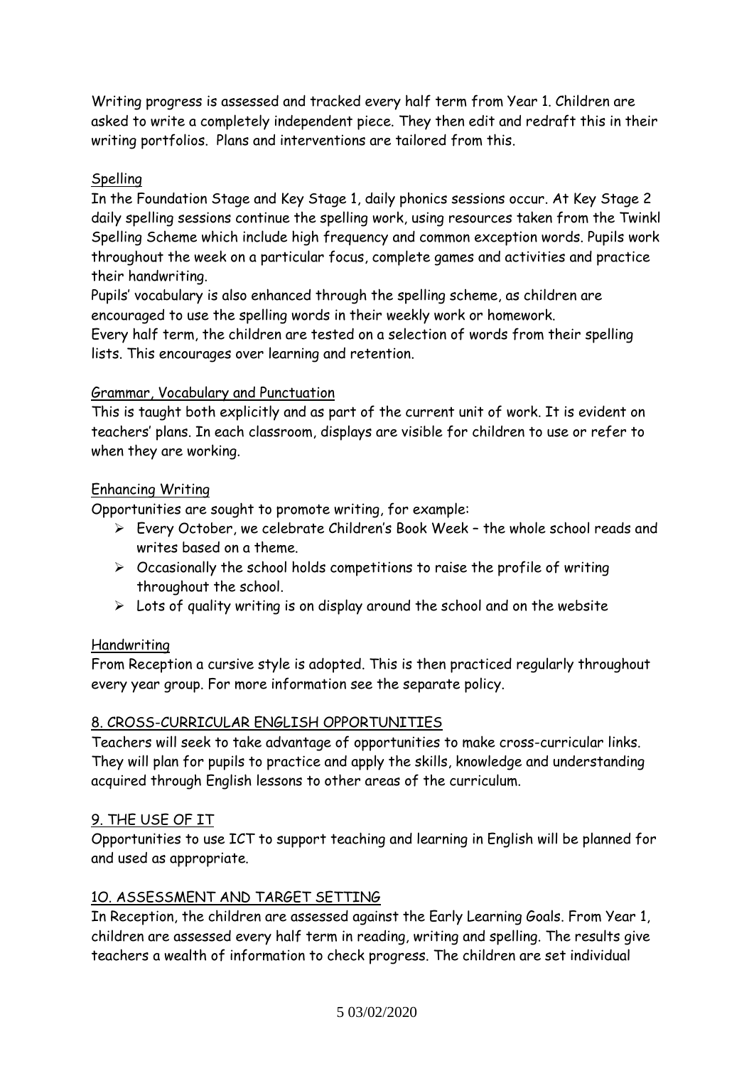Writing progress is assessed and tracked every half term from Year 1. Children are asked to write a completely independent piece. They then edit and redraft this in their writing portfolios. Plans and interventions are tailored from this.

<u>Spelling</u>

In the Foundation Stage and Key Stage 1, daily phonics sessions occur. At Key Stage 2 daily spelling sessions continue the spelling work, using resources taken from the Twinkl Spelling Scheme which include high frequency and common exception words. Pupils work throughout the week on a particular focus, complete games and activities and practice their handwriting.

Pupils' vocabulary is also enhanced through the spelling scheme, as children are encouraged to use the spelling words in their weekly work or homework.

Every half term, the children are tested on a selection of words from their spelling lists. This encourages over learning and retention.

<u>Grammar, Vocabulary and Punctuation</u>

This is taught both explicitly and as part of the current unit of work. It is evident on teachers' plans. In each classroom, displays are visible for children to use or refer to when they are working.

<u>Enhancing Writing</u>

Opportunities are sought to promote writing, for example:

- Every October, we celebrate Children's Book Week – the whole school reads and writes based on a theme.
- Occasionally the school holds competitions to raise the profile of writing throughout the school.
- Lots of quality writing is on display around the school and on the website

<u>Handwriting</u>

From Reception a cursive style is adopted. This is then practiced regularly throughout every year group. For more information see the separate policy.

## 8. CROSS-CURRICULAR ENGLISH OPPORTUNITIES

Teachers will seek to take advantage of opportunities to make cross-curricular links. They will plan for pupils to practice and apply the skills, knowledge and understanding acquired through English lessons to other areas of the curriculum.

## 9. THE USE OF IT

Opportunities to use ICT to support teaching and learning in English will be planned for and used as appropriate.

## 10. ASSESSMENT AND TARGET SETTING

In Reception, the children are assessed against the Early Learning Goals. From Year 1, children are assessed every half term in reading, writing and spelling. The results give teachers a wealth of information to check progress. The children are set individual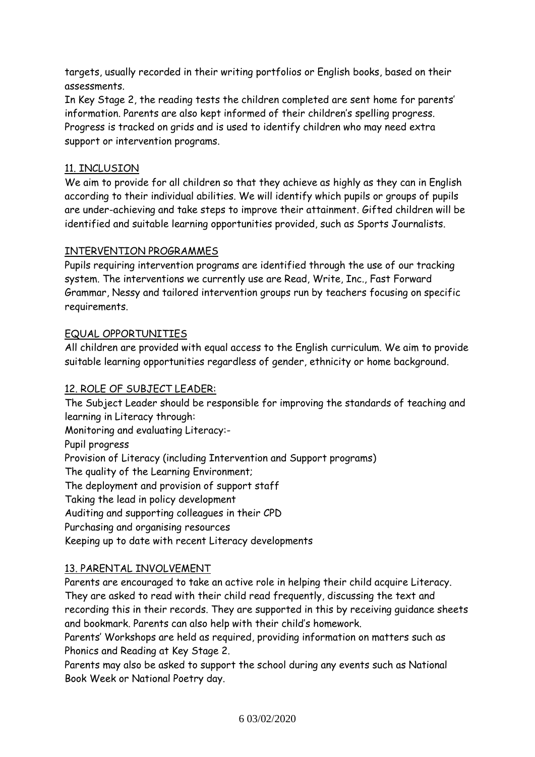targets, usually recorded in their writing portfolios or English books, based on their assessments.

In Key Stage 2, the reading tests the children completed are sent home for parents' information. Parents are also kept informed of their children's spelling progress. Progress is tracked on grids and is used to identify children who may need extra support or intervention programs.

## 11. INCLUSION

We aim to provide for all children so that they achieve as highly as they can in English according to their individual abilities. We will identify which pupils or groups of pupils are under-achieving and take steps to improve their attainment. Gifted children will be identified and suitable learning opportunities provided, such as Sports Journalists.

## INTERVENTION PROGRAMMES

Pupils requiring intervention programs are identified through the use of our tracking system. The interventions we currently use are Read, Write, Inc., Fast Forward Grammar, Nessy and tailored intervention groups run by teachers focusing on specific requirements.

## EQUAL OPPORTUNITIES

All children are provided with equal access to the English curriculum. We aim to provide suitable learning opportunities regardless of gender, ethnicity or home background.

## 12. ROLE OF SUBJECT LEADER:

The Subject Leader should be responsible for improving the standards of teaching and learning in Literacy through:

Monitoring and evaluating Literacy:-

Pupil progress

Provision of Literacy (including Intervention and Support programs)

The quality of the Learning Environment;

The deployment and provision of support staff

Taking the lead in policy development

Auditing and supporting colleagues in their CPD

Purchasing and organising resources

Keeping up to date with recent Literacy developments

## 13. PARENTAL INVOLVEMENT

Parents are encouraged to take an active role in helping their child acquire Literacy. They are asked to read with their child read frequently, discussing the text and recording this in their records. They are supported in this by receiving guidance sheets and bookmark. Parents can also help with their child's homework.

Parents' Workshops are held as required, providing information on matters such as Phonics and Reading at Key Stage 2.

Parents may also be asked to support the school during any events such as National Book Week or National Poetry day.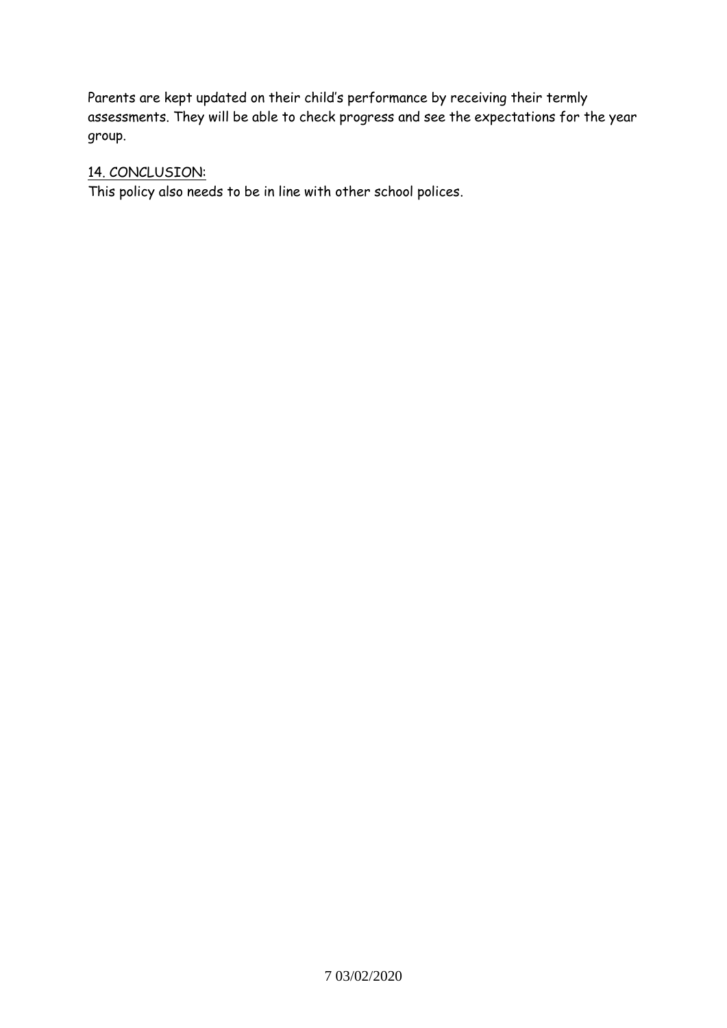Parents are kept updated on their child's performance by receiving their termly assessments. They will be able to check progress and see the expectations for the year group.

## 14. CONCLUSION:

This policy also needs to be in line with other school polices.